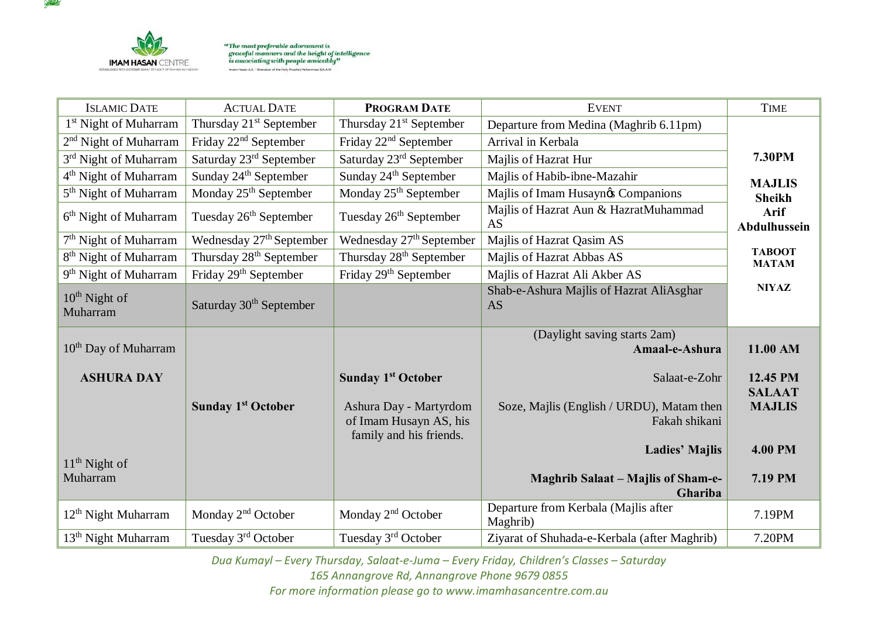**IMAM HASAN CENTRE**

ESTABLISHED 15TH OCTOBER 2004 / 1ST NIGHT OF RAMADHAN 1425AH

*"The most preferable adornment is graceful manners and the height of intelligence is associating with people amicably"*

Imam Hasan A.S. - Grandson of the Holy Prophet Muhammad S.A.A.W

| ISLAMIC DATE | ACTUAL DATE | PROGRAM DATE | EVENT | TIME |
|---|---|---|---|---|
| 1st Night of Muharram | Thursday 21st September | Thursday 21st September | Departure from Medina (Maghrib 6.11pm) | **7.30PM** **MAJLIS Sheikh Arif Abdulhussein** **TABOOT MATAM** **NIYAZ** |
| 2nd Night of Muharram | Friday 22nd September | Friday 22nd September | Arrival in Kerbala | |
| 3rd Night of Muharram | Saturday 23rd September | Saturday 23rd September | Majlis of Hazrat Hur | |
| 4th Night of Muharram | Sunday 24th September | Sunday 24th September | Majlis of Habib-ibne-Mazahir | |
| 5th Night of Muharram | Monday 25th September | Monday 25th September | Majlis of Imam Husayn's Companions | |
| 6th Night of Muharram | Tuesday 26th September | Tuesday 26th September | Majlis of Hazrat Aun & HazratMuhammad AS | |
| 7th Night of Muharram | Wednesday 27th September | Wednesday 27th September | Majlis of Hazrat Qasim AS | |
| 8th Night of Muharram | Thursday 28th September | Thursday 28th September | Majlis of Hazrat Abbas AS | |
| 9th Night of Muharram | Friday 29th September | Friday 29th September | Majlis of Hazrat Ali Akber AS | |
| 10th Night of Muharram | Saturday 30th September | | Shab-e-Ashura Majlis of Hazrat AliAsghar AS | |
| 10th Day of Muharram **ASHURA DAY** | **Sunday 1st October** | **Sunday 1st October** Ashura Day - Martyrdom of Imam Husayn AS, his family and his friends. | (Daylight saving starts 2am) **Amaal-e-Ashura** | **11.00 AM** |
| | | | Salaat-e-Zohr | **12.45 PM SALAAT** |
| | | | Soze, Majlis (English / URDU), Matam then Fakah shikani | **MAJLIS** |
| | | | **Ladies' Majlis** | **4.00 PM** |
| 11th Night of Muharram | | | **Maghrib Salaat – Majlis of Sham-e-Ghariba** | **7.19 PM** |
| 12th Night Muharram | Monday 2nd October | Monday 2nd October | Departure from Kerbala (Majlis after Maghrib) | 7.19PM |
| 13th Night Muharram | Tuesday 3rd October | Tuesday 3rd October | Ziyarat of Shuhada-e-Kerbala (after Maghrib) | 7.20PM |

*Dua Kumayl – Every Thursday, Salaat-e-Juma – Every Friday, Children's Classes – Saturday*

*165 Annangrove Rd, Annangrove Phone 9679 0855*

*For more information please go to www.imamhasancentre.com.au*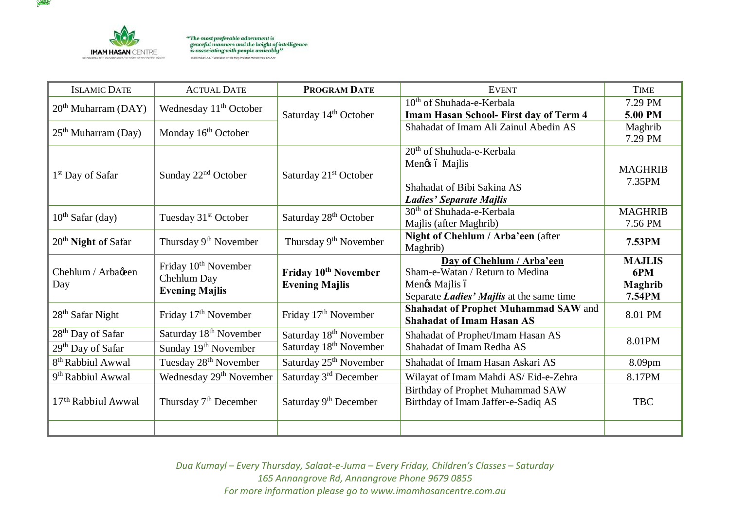IMAM HASAN CENTRE

ESTABLISHED 15TH OCTOBER 2004 / 1ST NIGHT OF RAMADHAN 1425AH

*"The most preferable adornment is graceful manners and the height of intelligence is associating with people amicably"*

Imam Hasan A.S. - Grandson of the Holy Prophet Mohammad S.A.A.W

| ISLAMIC DATE | ACTUAL DATE | **PROGRAM DATE** | EVENT | TIME |
|---|---|---|---|---|
| 20th Muharram (DAY) | Wednesday 11th October | Saturday 14th October | 10th of Shuhada-e-Kerbala<br>**Imam Hasan School- First day of Term 4** | 7.29 PM<br>**5.00 PM** |
| 25th Muharram (Day) | Monday 16th October | | Shahadat of Imam Ali Zainul Abedin AS | Maghrib<br>7.29 PM |
| 1st Day of Safar | Sunday 22nd October | Saturday 21st October | 20th of Shuhuda-e-Kerbala<br>Menøs ó Majlis<br><br>Shahadat of Bibi Sakina AS<br>***Ladies' Separate Majlis*** | MAGHRIB<br>7.35PM |
| 10th Safar (day) | Tuesday 31st October | Saturday 28th October | 30th of Shuhada-e-Kerbala<br>Majlis (after Maghrib) | MAGHRIB<br>7.56 PM |
| 20th **Night of** Safar | Thursday 9th November | Thursday 9th November | **Night of Chehlum / Arba'een** (after Maghrib) | **7.53PM** |
| Chehlum / Arbaøeen Day | Friday 10th November<br>Chehlum Day<br>**Evening Majlis** | **Friday 10th November**<br>**Evening Majlis** | **Day of Chehlum / Arba'een**<br>Sham-e-Watan / Return to Medina<br>Menøs Majlis ó<br>Separate ***Ladies' Majlis*** at the same time | **MAJLIS**<br>**6PM**<br>**Maghrib**<br>**7.54PM** |
| 28th Safar Night | Friday 17th November | Friday 17th November | **Shahadat of Prophet Muhammad SAW** and **Shahadat of Imam Hasan AS** | 8.01 PM |
| 28th Day of Safar | Saturday 18th November | Saturday 18th November | Shahadat of Prophet/Imam Hasan AS | 8.01PM |
| 29th Day of Safar | Sunday 19th November | Saturday 18th November | Shahadat of Imam Redha AS | |
| 8th Rabbiul Awwal | Tuesday 28th November | Saturday 25th November | Shahadat of Imam Hasan Askari AS | 8.09pm |
| 9th Rabbiul Awwal | Wednesday 29th November | Saturday 3rd December | Wilayat of Imam Mahdi AS/ Eid-e-Zehra | 8.17PM |
| 17th Rabbiul Awwal | Thursday 7th December | Saturday 9th December | Birthday of Prophet Muhammad SAW<br>Birthday of Imam Jaffer-e-Sadiq AS | TBC |
| | | | | |

*Dua Kumayl – Every Thursday, Salaat-e-Juma – Every Friday, Children's Classes – Saturday*
*165 Annangrove Rd, Annangrove Phone 9679 0855*
*For more information please go to www.imamhasancentre.com.au*